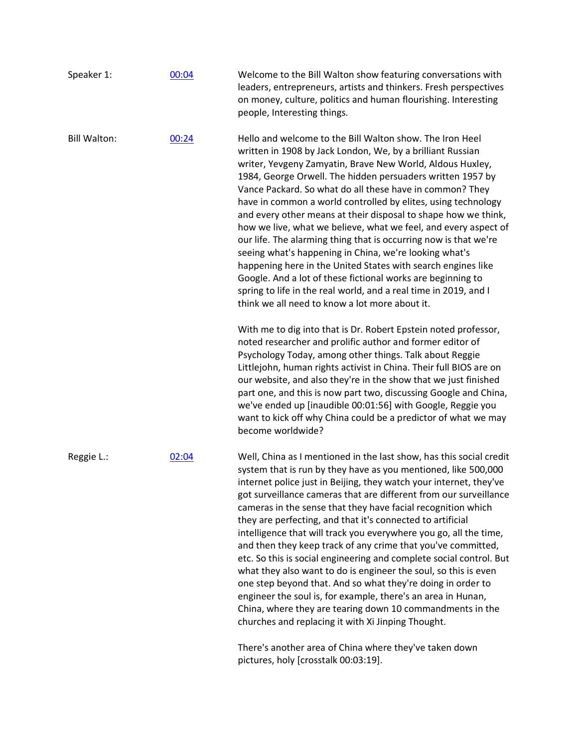Speaker 1: [00:04](#)

Welcome to the Bill Walton show featuring conversations with leaders, entrepreneurs, artists and thinkers. Fresh perspectives on money, culture, politics and human flourishing. Interesting people, Interesting things.

Bill Walton: [00:24](#)

Hello and welcome to the Bill Walton show. The Iron Heel written in 1908 by Jack London, We, by a brilliant Russian writer, Yevgeny Zamyatin, Brave New World, Aldous Huxley, 1984, George Orwell. The hidden persuaders written 1957 by Vance Packard. So what do all these have in common? They have in common a world controlled by elites, using technology and every other means at their disposal to shape how we think, how we live, what we believe, what we feel, and every aspect of our life. The alarming thing that is occurring now is that we're seeing what's happening in China, we're looking what's happening here in the United States with search engines like Google. And a lot of these fictional works are beginning to spring to life in the real world, and a real time in 2019, and I think we all need to know a lot more about it.

With me to dig into that is Dr. Robert Epstein noted professor, noted researcher and prolific author and former editor of Psychology Today, among other things. Talk about Reggie Littlejohn, human rights activist in China. Their full BIOS are on our website, and also they're in the show that we just finished part one, and this is now part two, discussing Google and China, we've ended up [inaudible 00:01:56] with Google, Reggie you want to kick off why China could be a predictor of what we may become worldwide?

Reggie L.: [02:04](#)

Well, China as I mentioned in the last show, has this social credit system that is run by they have as you mentioned, like 500,000 internet police just in Beijing, they watch your internet, they've got surveillance cameras that are different from our surveillance cameras in the sense that they have facial recognition which they are perfecting, and that it's connected to artificial intelligence that will track you everywhere you go, all the time, and then they keep track of any crime that you've committed, etc. So this is social engineering and complete social control. But what they also want to do is engineer the soul, so this is even one step beyond that. And so what they're doing in order to engineer the soul is, for example, there's an area in Hunan, China, where they are tearing down 10 commandments in the churches and replacing it with Xi Jinping Thought.

There's another area of China where they've taken down pictures, holy [crosstalk 00:03:19].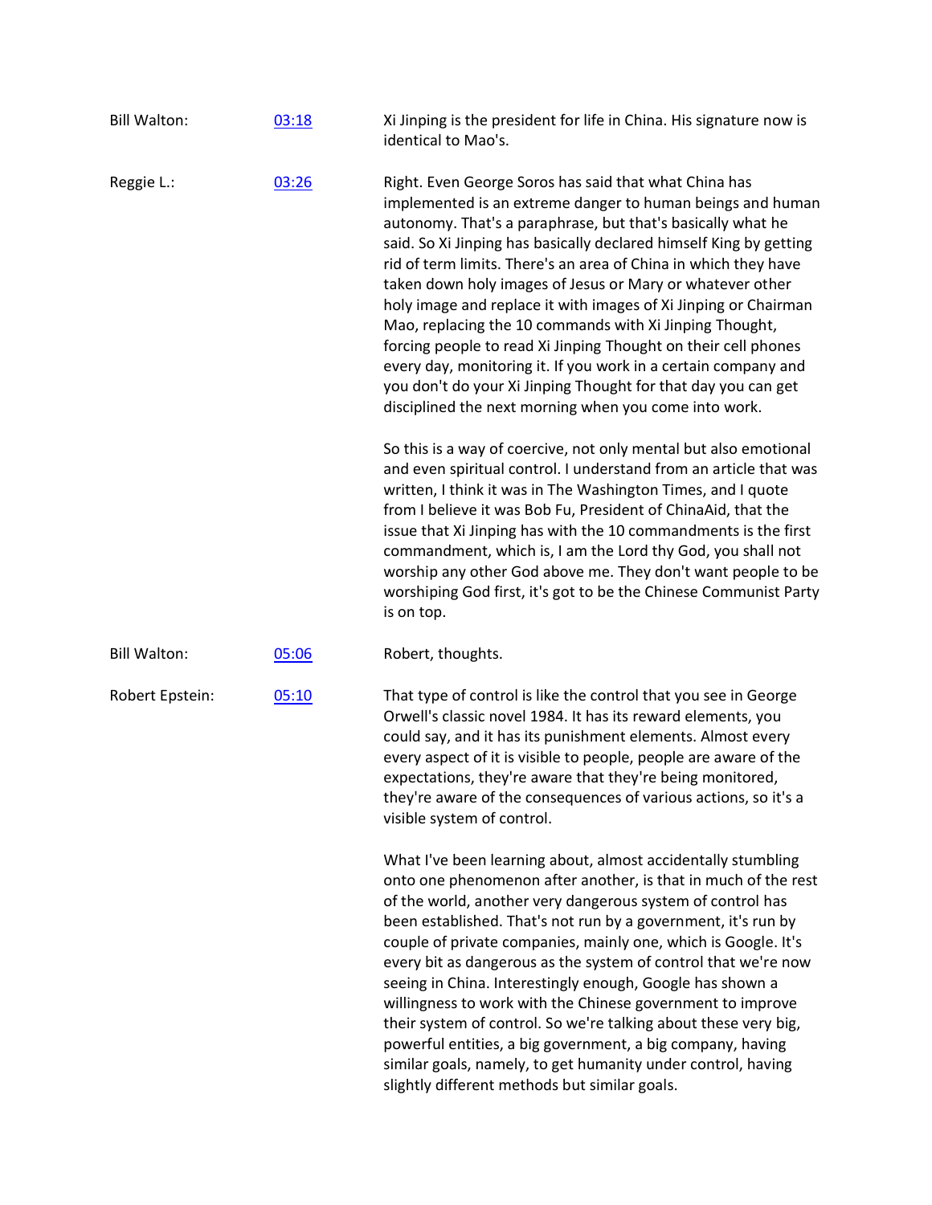| | | |
|---|---|---|
| Bill Walton: | [03:18]() | Xi Jinping is the president for life in China. His signature now is identical to Mao's. |
| Reggie L.: | [03:26]() | Right. Even George Soros has said that what China has implemented is an extreme danger to human beings and human autonomy. That's a paraphrase, but that's basically what he said. So Xi Jinping has basically declared himself King by getting rid of term limits. There's an area of China in which they have taken down holy images of Jesus or Mary or whatever other holy image and replace it with images of Xi Jinping or Chairman Mao, replacing the 10 commands with Xi Jinping Thought, forcing people to read Xi Jinping Thought on their cell phones every day, monitoring it. If you work in a certain company and you don't do your Xi Jinping Thought for that day you can get disciplined the next morning when you come into work.<br><br>So this is a way of coercive, not only mental but also emotional and even spiritual control. I understand from an article that was written, I think it was in The Washington Times, and I quote from I believe it was Bob Fu, President of ChinaAid, that the issue that Xi Jinping has with the 10 commandments is the first commandment, which is, I am the Lord thy God, you shall not worship any other God above me. They don't want people to be worshiping God first, it's got to be the Chinese Communist Party is on top. |
| Bill Walton: | [05:06]() | Robert, thoughts. |
| Robert Epstein: | [05:10]() | That type of control is like the control that you see in George Orwell's classic novel 1984. It has its reward elements, you could say, and it has its punishment elements. Almost every every aspect of it is visible to people, people are aware of the expectations, they're aware that they're being monitored, they're aware of the consequences of various actions, so it's a visible system of control.<br><br>What I've been learning about, almost accidentally stumbling onto one phenomenon after another, is that in much of the rest of the world, another very dangerous system of control has been established. That's not run by a government, it's run by couple of private companies, mainly one, which is Google. It's every bit as dangerous as the system of control that we're now seeing in China. Interestingly enough, Google has shown a willingness to work with the Chinese government to improve their system of control. So we're talking about these very big, powerful entities, a big government, a big company, having similar goals, namely, to get humanity under control, having slightly different methods but similar goals. |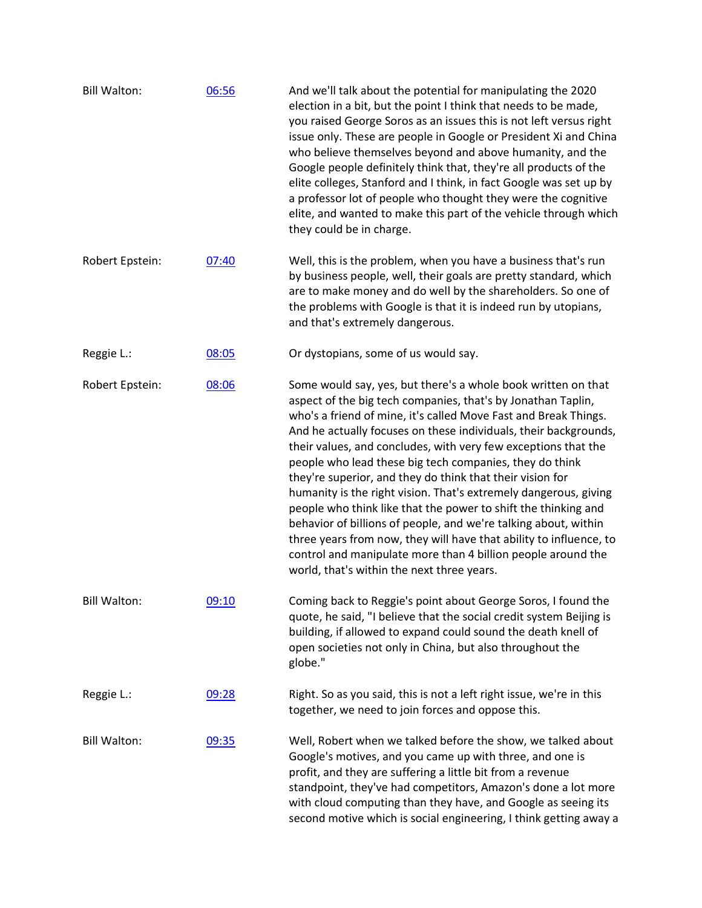| | | |
|---|---|---|
| Bill Walton: | [06:56]() | And we'll talk about the potential for manipulating the 2020 election in a bit, but the point I think that needs to be made, you raised George Soros as an issues this is not left versus right issue only. These are people in Google or President Xi and China who believe themselves beyond and above humanity, and the Google people definitely think that, they're all products of the elite colleges, Stanford and I think, in fact Google was set up by a professor lot of people who thought they were the cognitive elite, and wanted to make this part of the vehicle through which they could be in charge. |
| Robert Epstein: | [07:40]() | Well, this is the problem, when you have a business that's run by business people, well, their goals are pretty standard, which are to make money and do well by the shareholders. So one of the problems with Google is that it is indeed run by utopians, and that's extremely dangerous. |
| Reggie L.: | [08:05]() | Or dystopians, some of us would say. |
| Robert Epstein: | [08:06]() | Some would say, yes, but there's a whole book written on that aspect of the big tech companies, that's by Jonathan Taplin, who's a friend of mine, it's called Move Fast and Break Things. And he actually focuses on these individuals, their backgrounds, their values, and concludes, with very few exceptions that the people who lead these big tech companies, they do think they're superior, and they do think that their vision for humanity is the right vision. That's extremely dangerous, giving people who think like that the power to shift the thinking and behavior of billions of people, and we're talking about, within three years from now, they will have that ability to influence, to control and manipulate more than 4 billion people around the world, that's within the next three years. |
| Bill Walton: | [09:10]() | Coming back to Reggie's point about George Soros, I found the quote, he said, "I believe that the social credit system Beijing is building, if allowed to expand could sound the death knell of open societies not only in China, but also throughout the globe." |
| Reggie L.: | [09:28]() | Right. So as you said, this is not a left right issue, we're in this together, we need to join forces and oppose this. |
| Bill Walton: | [09:35]() | Well, Robert when we talked before the show, we talked about Google's motives, and you came up with three, and one is profit, and they are suffering a little bit from a revenue standpoint, they've had competitors, Amazon's done a lot more with cloud computing than they have, and Google as seeing its second motive which is social engineering, I think getting away a |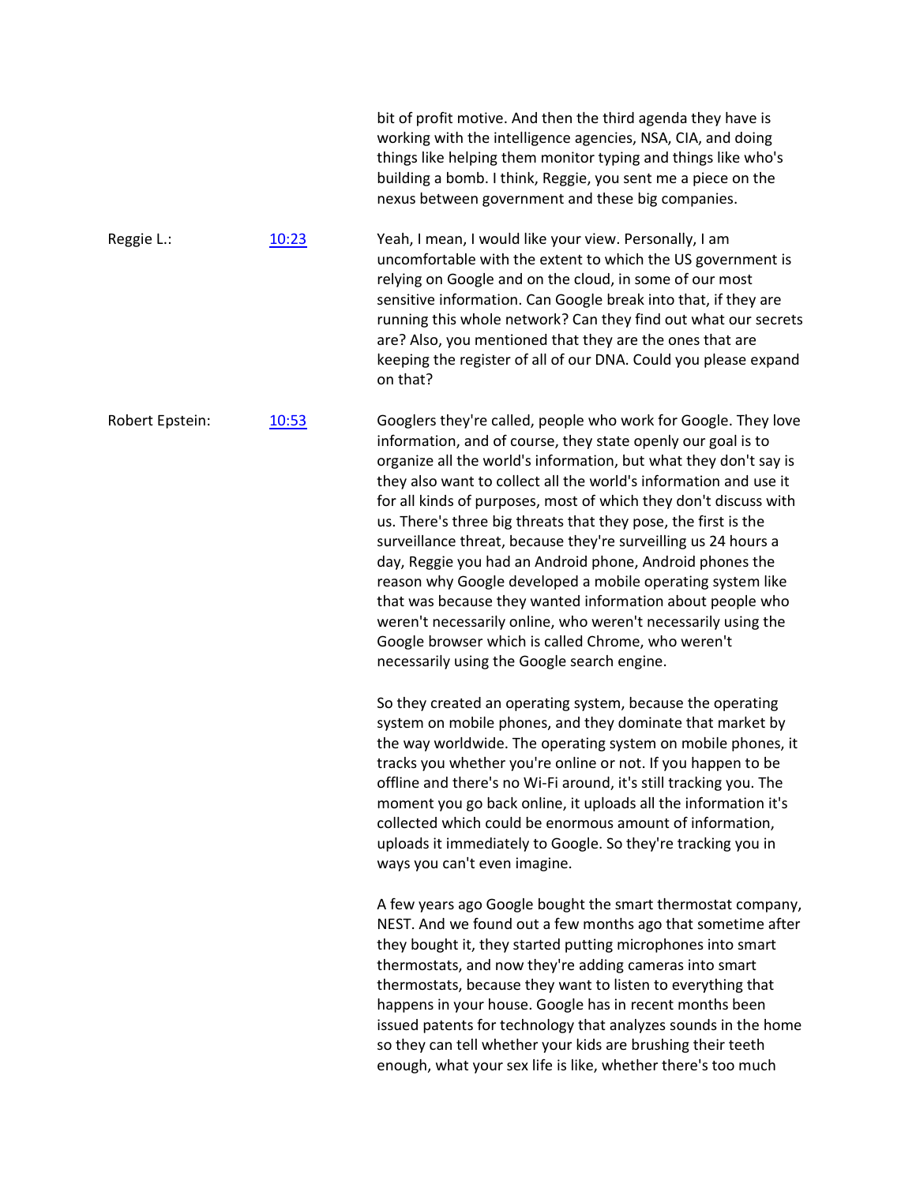bit of profit motive. And then the third agenda they have is working with the intelligence agencies, NSA, CIA, and doing things like helping them monitor typing and things like who's building a bomb. I think, Reggie, you sent me a piece on the nexus between government and these big companies.

**Reggie L.:** [10:23](10:23)

Yeah, I mean, I would like your view. Personally, I am uncomfortable with the extent to which the US government is relying on Google and on the cloud, in some of our most sensitive information. Can Google break into that, if they are running this whole network? Can they find out what our secrets are? Also, you mentioned that they are the ones that are keeping the register of all of our DNA. Could you please expand on that?

**Robert Epstein:** [10:53](10:53)

Googlers they're called, people who work for Google. They love information, and of course, they state openly our goal is to organize all the world's information, but what they don't say is they also want to collect all the world's information and use it for all kinds of purposes, most of which they don't discuss with us. There's three big threats that they pose, the first is the surveillance threat, because they're surveilling us 24 hours a day, Reggie you had an Android phone, Android phones the reason why Google developed a mobile operating system like that was because they wanted information about people who weren't necessarily online, who weren't necessarily using the Google browser which is called Chrome, who weren't necessarily using the Google search engine.

So they created an operating system, because the operating system on mobile phones, and they dominate that market by the way worldwide. The operating system on mobile phones, it tracks you whether you're online or not. If you happen to be offline and there's no Wi-Fi around, it's still tracking you. The moment you go back online, it uploads all the information it's collected which could be enormous amount of information, uploads it immediately to Google. So they're tracking you in ways you can't even imagine.

A few years ago Google bought the smart thermostat company, NEST. And we found out a few months ago that sometime after they bought it, they started putting microphones into smart thermostats, and now they're adding cameras into smart thermostats, because they want to listen to everything that happens in your house. Google has in recent months been issued patents for technology that analyzes sounds in the home so they can tell whether your kids are brushing their teeth enough, what your sex life is like, whether there's too much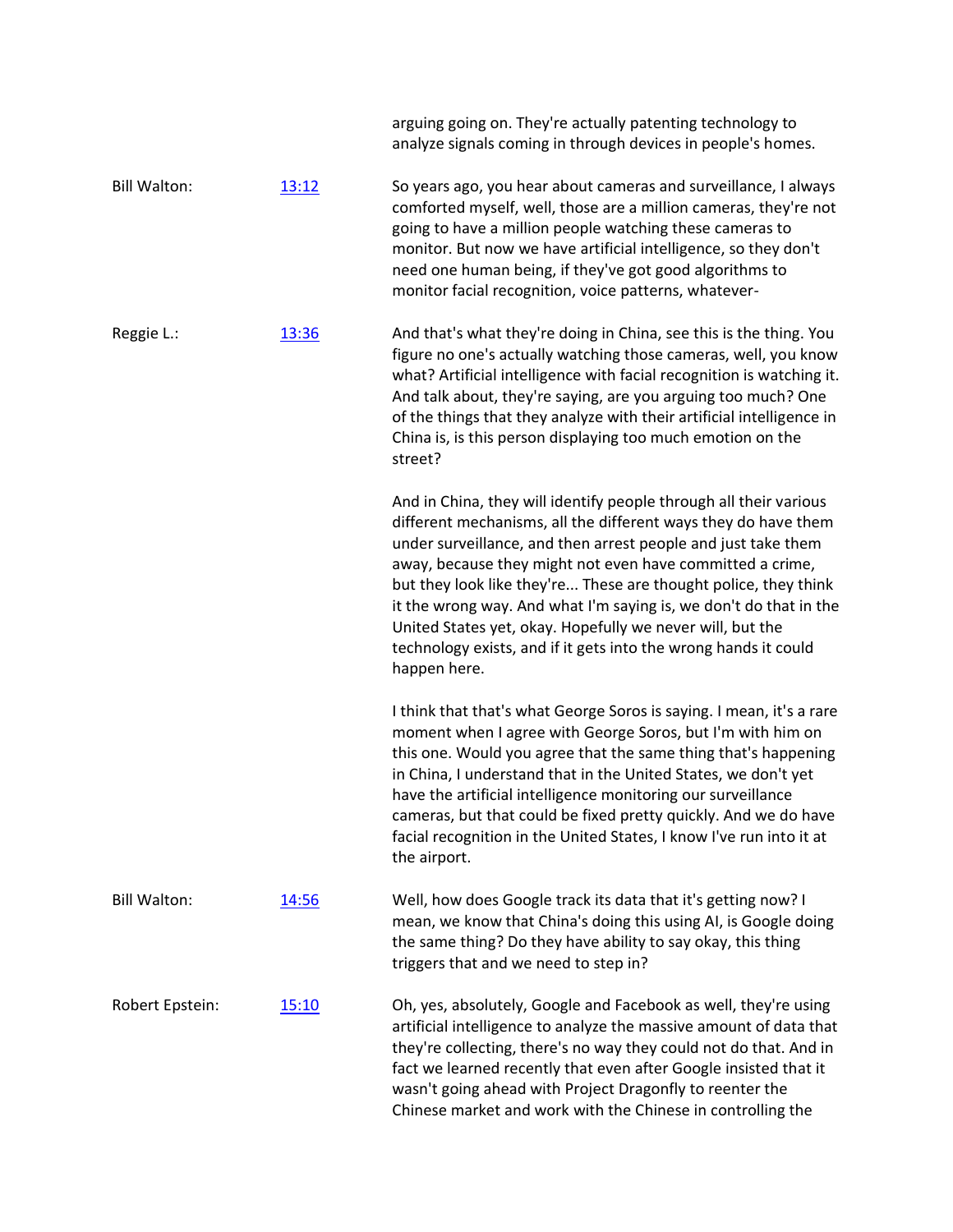arguing going on. They're actually patenting technology to analyze signals coming in through devices in people's homes.

**Bill Walton:** [13:12](#)

So years ago, you hear about cameras and surveillance, I always comforted myself, well, those are a million cameras, they're not going to have a million people watching these cameras to monitor. But now we have artificial intelligence, so they don't need one human being, if they've got good algorithms to monitor facial recognition, voice patterns, whatever-

**Reggie L.:** [13:36](#)

And that's what they're doing in China, see this is the thing. You figure no one's actually watching those cameras, well, you know what? Artificial intelligence with facial recognition is watching it. And talk about, they're saying, are you arguing too much? One of the things that they analyze with their artificial intelligence in China is, is this person displaying too much emotion on the street?

And in China, they will identify people through all their various different mechanisms, all the different ways they do have them under surveillance, and then arrest people and just take them away, because they might not even have committed a crime, but they look like they're... These are thought police, they think it the wrong way. And what I'm saying is, we don't do that in the United States yet, okay. Hopefully we never will, but the technology exists, and if it gets into the wrong hands it could happen here.

I think that that's what George Soros is saying. I mean, it's a rare moment when I agree with George Soros, but I'm with him on this one. Would you agree that the same thing that's happening in China, I understand that in the United States, we don't yet have the artificial intelligence monitoring our surveillance cameras, but that could be fixed pretty quickly. And we do have facial recognition in the United States, I know I've run into it at the airport.

**Bill Walton:** [14:56](#)

Well, how does Google track its data that it's getting now? I mean, we know that China's doing this using AI, is Google doing the same thing? Do they have ability to say okay, this thing triggers that and we need to step in?

**Robert Epstein:** [15:10](#)

Oh, yes, absolutely, Google and Facebook as well, they're using artificial intelligence to analyze the massive amount of data that they're collecting, there's no way they could not do that. And in fact we learned recently that even after Google insisted that it wasn't going ahead with Project Dragonfly to reenter the Chinese market and work with the Chinese in controlling the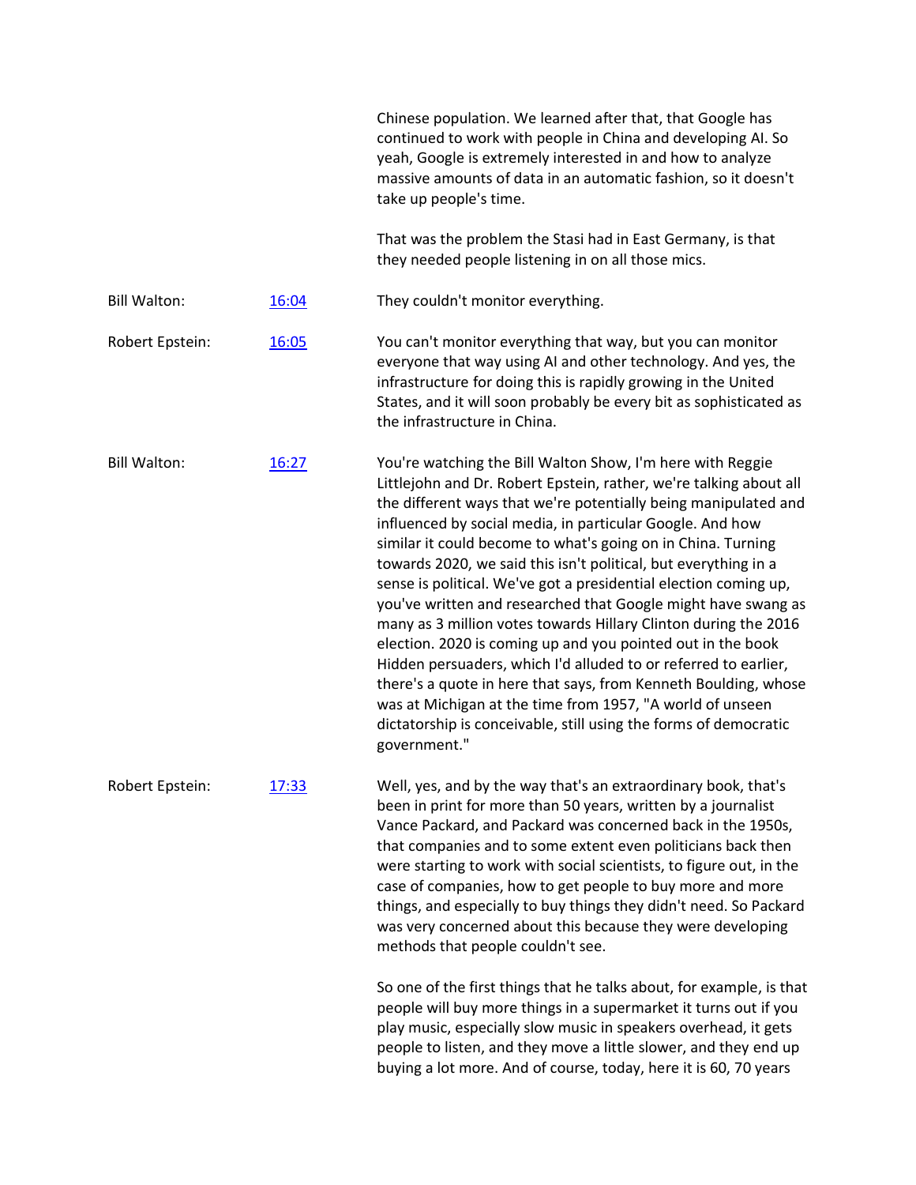Chinese population. We learned after that, that Google has continued to work with people in China and developing AI. So yeah, Google is extremely interested in and how to analyze massive amounts of data in an automatic fashion, so it doesn't take up people's time.

That was the problem the Stasi had in East Germany, is that they needed people listening in on all those mics.

**Bill Walton:** [16:04] They couldn't monitor everything.

**Robert Epstein:** [16:05] You can't monitor everything that way, but you can monitor everyone that way using AI and other technology. And yes, the infrastructure for doing this is rapidly growing in the United States, and it will soon probably be every bit as sophisticated as the infrastructure in China.

**Bill Walton:** [16:27] You're watching the Bill Walton Show, I'm here with Reggie Littlejohn and Dr. Robert Epstein, rather, we're talking about all the different ways that we're potentially being manipulated and influenced by social media, in particular Google. And how similar it could become to what's going on in China. Turning towards 2020, we said this isn't political, but everything in a sense is political. We've got a presidential election coming up, you've written and researched that Google might have swang as many as 3 million votes towards Hillary Clinton during the 2016 election. 2020 is coming up and you pointed out in the book Hidden persuaders, which I'd alluded to or referred to earlier, there's a quote in here that says, from Kenneth Boulding, whose was at Michigan at the time from 1957, "A world of unseen dictatorship is conceivable, still using the forms of democratic government."

**Robert Epstein:** [17:33] Well, yes, and by the way that's an extraordinary book, that's been in print for more than 50 years, written by a journalist Vance Packard, and Packard was concerned back in the 1950s, that companies and to some extent even politicians back then were starting to work with social scientists, to figure out, in the case of companies, how to get people to buy more and more things, and especially to buy things they didn't need. So Packard was very concerned about this because they were developing methods that people couldn't see.

So one of the first things that he talks about, for example, is that people will buy more things in a supermarket it turns out if you play music, especially slow music in speakers overhead, it gets people to listen, and they move a little slower, and they end up buying a lot more. And of course, today, here it is 60, 70 years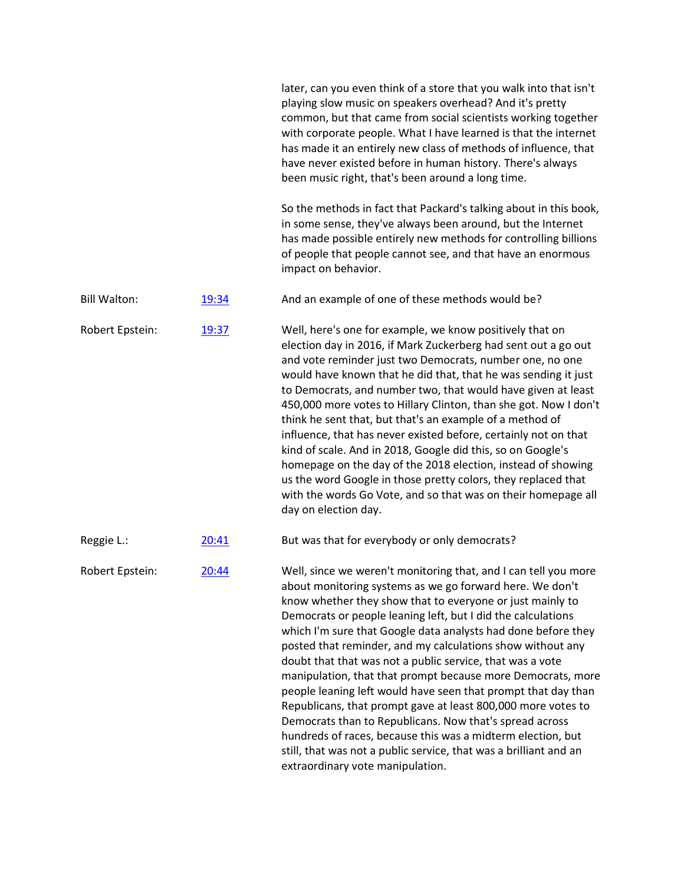later, can you even think of a store that you walk into that isn't playing slow music on speakers overhead? And it's pretty common, but that came from social scientists working together with corporate people. What I have learned is that the internet has made it an entirely new class of methods of influence, that have never existed before in human history. There's always been music right, that's been around a long time.

So the methods in fact that Packard's talking about in this book, in some sense, they've always been around, but the Internet has made possible entirely new methods for controlling billions of people that people cannot see, and that have an enormous impact on behavior.

| | | |
|---|---|---|
| Bill Walton: | [19:34]() | And an example of one of these methods would be? |
| Robert Epstein: | [19:37]() | Well, here's one for example, we know positively that on election day in 2016, if Mark Zuckerberg had sent out a go out and vote reminder just two Democrats, number one, no one would have known that he did that, that he was sending it just to Democrats, and number two, that would have given at least 450,000 more votes to Hillary Clinton, than she got. Now I don't think he sent that, but that's an example of a method of influence, that has never existed before, certainly not on that kind of scale. And in 2018, Google did this, so on Google's homepage on the day of the 2018 election, instead of showing us the word Google in those pretty colors, they replaced that with the words Go Vote, and so that was on their homepage all day on election day. |
| Reggie L.: | [20:41]() | But was that for everybody or only democrats? |
| Robert Epstein: | [20:44]() | Well, since we weren't monitoring that, and I can tell you more about monitoring systems as we go forward here. We don't know whether they show that to everyone or just mainly to Democrats or people leaning left, but I did the calculations which I'm sure that Google data analysts had done before they posted that reminder, and my calculations show without any doubt that that was not a public service, that was a vote manipulation, that that prompt because more Democrats, more people leaning left would have seen that prompt that day than Republicans, that prompt gave at least 800,000 more votes to Democrats than to Republicans. Now that's spread across hundreds of races, because this was a midterm election, but still, that was not a public service, that was a brilliant and an extraordinary vote manipulation. |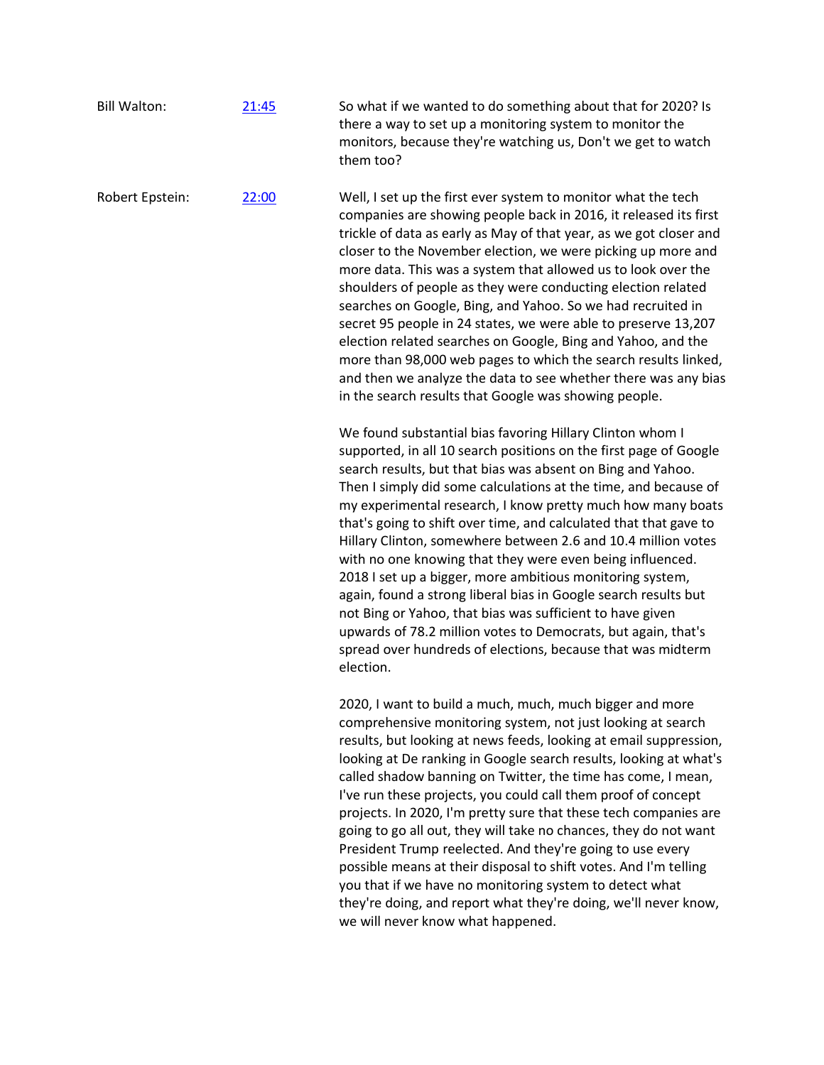Bill Walton: [21:45]

So what if we wanted to do something about that for 2020? Is there a way to set up a monitoring system to monitor the monitors, because they're watching us, Don't we get to watch them too?

Robert Epstein: [22:00]

Well, I set up the first ever system to monitor what the tech companies are showing people back in 2016, it released its first trickle of data as early as May of that year, as we got closer and closer to the November election, we were picking up more and more data. This was a system that allowed us to look over the shoulders of people as they were conducting election related searches on Google, Bing, and Yahoo. So we had recruited in secret 95 people in 24 states, we were able to preserve 13,207 election related searches on Google, Bing and Yahoo, and the more than 98,000 web pages to which the search results linked, and then we analyze the data to see whether there was any bias in the search results that Google was showing people.

We found substantial bias favoring Hillary Clinton whom I supported, in all 10 search positions on the first page of Google search results, but that bias was absent on Bing and Yahoo. Then I simply did some calculations at the time, and because of my experimental research, I know pretty much how many boats that's going to shift over time, and calculated that that gave to Hillary Clinton, somewhere between 2.6 and 10.4 million votes with no one knowing that they were even being influenced. 2018 I set up a bigger, more ambitious monitoring system, again, found a strong liberal bias in Google search results but not Bing or Yahoo, that bias was sufficient to have given upwards of 78.2 million votes to Democrats, but again, that's spread over hundreds of elections, because that was midterm election.

2020, I want to build a much, much, much bigger and more comprehensive monitoring system, not just looking at search results, but looking at news feeds, looking at email suppression, looking at De ranking in Google search results, looking at what's called shadow banning on Twitter, the time has come, I mean, I've run these projects, you could call them proof of concept projects. In 2020, I'm pretty sure that these tech companies are going to go all out, they will take no chances, they do not want President Trump reelected. And they're going to use every possible means at their disposal to shift votes. And I'm telling you that if we have no monitoring system to detect what they're doing, and report what they're doing, we'll never know, we will never know what happened.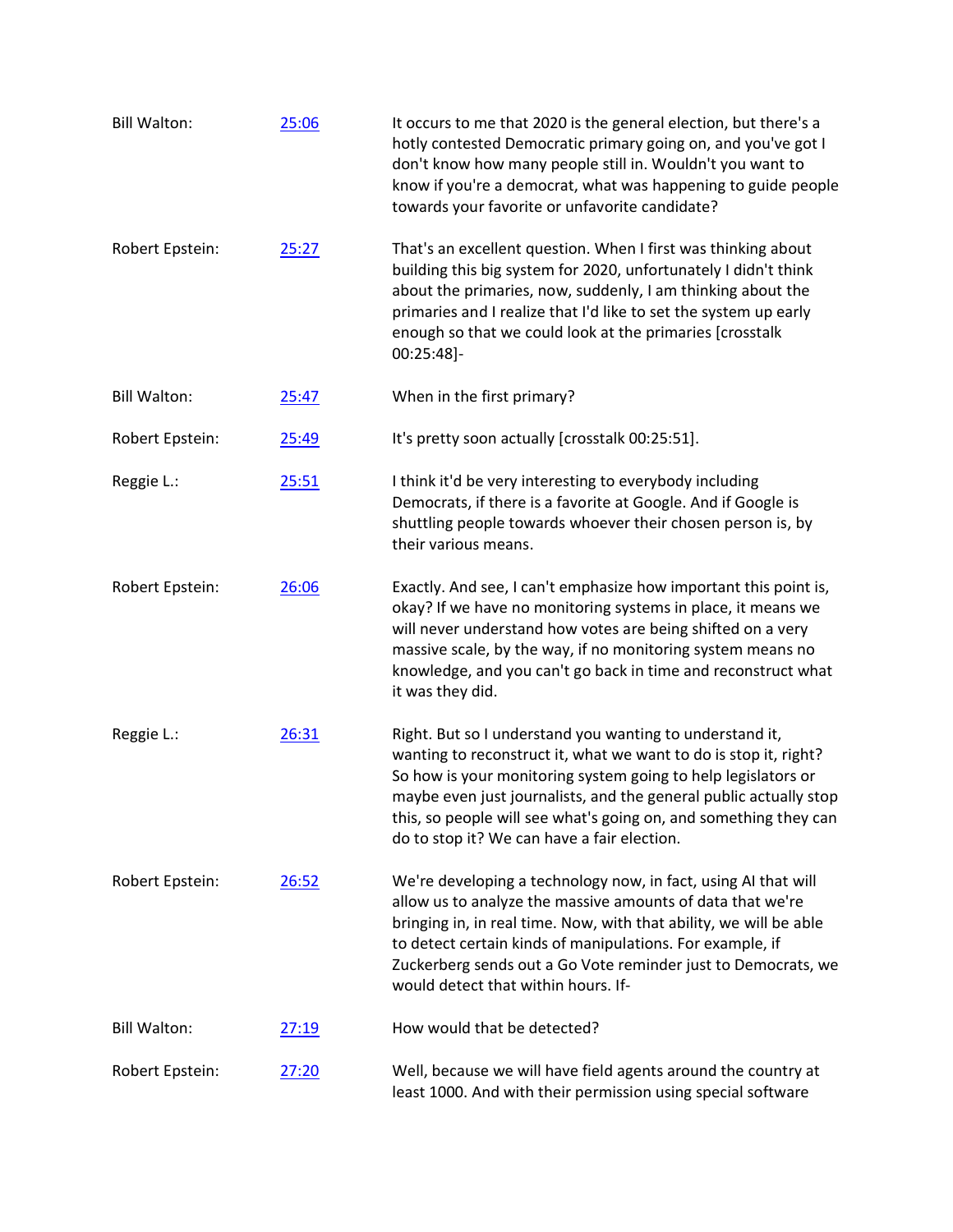Bill Walton: [25:06] It occurs to me that 2020 is the general election, but there's a hotly contested Democratic primary going on, and you've got I don't know how many people still in. Wouldn't you want to know if you're a democrat, what was happening to guide people towards your favorite or unfavorite candidate?

Robert Epstein: [25:27] That's an excellent question. When I first was thinking about building this big system for 2020, unfortunately I didn't think about the primaries, now, suddenly, I am thinking about the primaries and I realize that I'd like to set the system up early enough so that we could look at the primaries [crosstalk 00:25:48]-

Bill Walton: [25:47] When in the first primary?

Robert Epstein: [25:49] It's pretty soon actually [crosstalk 00:25:51].

Reggie L.: [25:51] I think it'd be very interesting to everybody including Democrats, if there is a favorite at Google. And if Google is shuttling people towards whoever their chosen person is, by their various means.

Robert Epstein: [26:06] Exactly. And see, I can't emphasize how important this point is, okay? If we have no monitoring systems in place, it means we will never understand how votes are being shifted on a very massive scale, by the way, if no monitoring system means no knowledge, and you can't go back in time and reconstruct what it was they did.

Reggie L.: [26:31] Right. But so I understand you wanting to understand it, wanting to reconstruct it, what we want to do is stop it, right? So how is your monitoring system going to help legislators or maybe even just journalists, and the general public actually stop this, so people will see what's going on, and something they can do to stop it? We can have a fair election.

Robert Epstein: [26:52] We're developing a technology now, in fact, using AI that will allow us to analyze the massive amounts of data that we're bringing in, in real time. Now, with that ability, we will be able to detect certain kinds of manipulations. For example, if Zuckerberg sends out a Go Vote reminder just to Democrats, we would detect that within hours. If-

Bill Walton: [27:19] How would that be detected?

Robert Epstein: [27:20] Well, because we will have field agents around the country at least 1000. And with their permission using special software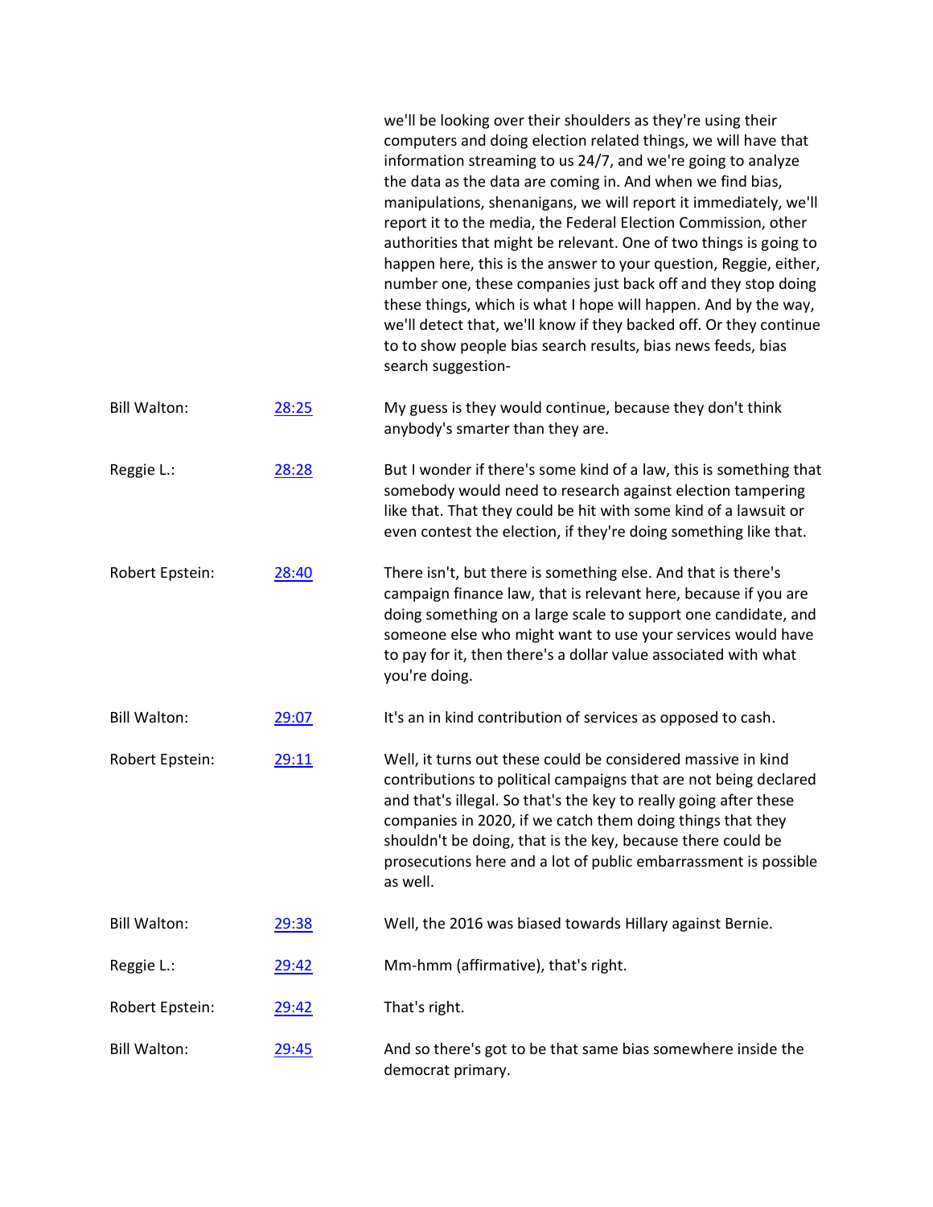|  |  | we'll be looking over their shoulders as they're using their computers and doing election related things, we will have that information streaming to us 24/7, and we're going to analyze the data as the data are coming in. And when we find bias, manipulations, shenanigans, we will report it immediately, we'll report it to the media, the Federal Election Commission, other authorities that might be relevant. One of two things is going to happen here, this is the answer to your question, Reggie, either, number one, these companies just back off and they stop doing these things, which is what I hope will happen. And by the way, we'll detect that, we'll know if they backed off. Or they continue to to show people bias search results, bias news feeds, bias search suggestion- |
|---|---|---|
| Bill Walton: | [28:25]() | My guess is they would continue, because they don't think anybody's smarter than they are. |
| Reggie L.: | [28:28]() | But I wonder if there's some kind of a law, this is something that somebody would need to research against election tampering like that. That they could be hit with some kind of a lawsuit or even contest the election, if they're doing something like that. |
| Robert Epstein: | [28:40]() | There isn't, but there is something else. And that is there's campaign finance law, that is relevant here, because if you are doing something on a large scale to support one candidate, and someone else who might want to use your services would have to pay for it, then there's a dollar value associated with what you're doing. |
| Bill Walton: | [29:07]() | It's an in kind contribution of services as opposed to cash. |
| Robert Epstein: | [29:11]() | Well, it turns out these could be considered massive in kind contributions to political campaigns that are not being declared and that's illegal. So that's the key to really going after these companies in 2020, if we catch them doing things that they shouldn't be doing, that is the key, because there could be prosecutions here and a lot of public embarrassment is possible as well. |
| Bill Walton: | [29:38]() | Well, the 2016 was biased towards Hillary against Bernie. |
| Reggie L.: | [29:42]() | Mm-hmm (affirmative), that's right. |
| Robert Epstein: | [29:42]() | That's right. |
| Bill Walton: | [29:45]() | And so there's got to be that same bias somewhere inside the democrat primary. |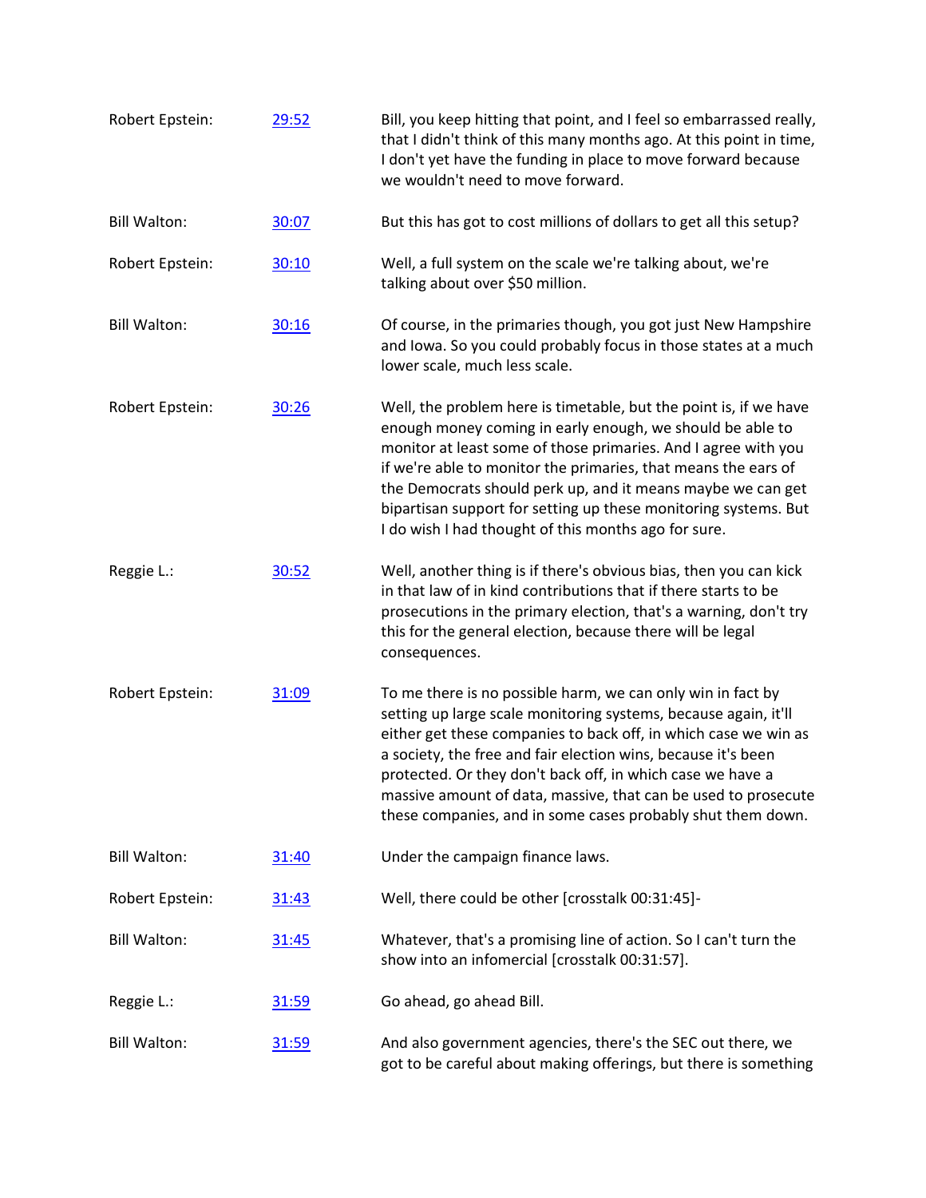Robert Epstein: 29:52 Bill, you keep hitting that point, and I feel so embarrassed really, that I didn't think of this many months ago. At this point in time, I don't yet have the funding in place to move forward because we wouldn't need to move forward.

Bill Walton: 30:07 But this has got to cost millions of dollars to get all this setup?

Robert Epstein: 30:10 Well, a full system on the scale we're talking about, we're talking about over $50 million.

Bill Walton: 30:16 Of course, in the primaries though, you got just New Hampshire and Iowa. So you could probably focus in those states at a much lower scale, much less scale.

Robert Epstein: 30:26 Well, the problem here is timetable, but the point is, if we have enough money coming in early enough, we should be able to monitor at least some of those primaries. And I agree with you if we're able to monitor the primaries, that means the ears of the Democrats should perk up, and it means maybe we can get bipartisan support for setting up these monitoring systems. But I do wish I had thought of this months ago for sure.

Reggie L.: 30:52 Well, another thing is if there's obvious bias, then you can kick in that law of in kind contributions that if there starts to be prosecutions in the primary election, that's a warning, don't try this for the general election, because there will be legal consequences.

Robert Epstein: 31:09 To me there is no possible harm, we can only win in fact by setting up large scale monitoring systems, because again, it'll either get these companies to back off, in which case we win as a society, the free and fair election wins, because it's been protected. Or they don't back off, in which case we have a massive amount of data, massive, that can be used to prosecute these companies, and in some cases probably shut them down.

Bill Walton: 31:40 Under the campaign finance laws.

Robert Epstein: 31:43 Well, there could be other [crosstalk 00:31:45]-

Bill Walton: 31:45 Whatever, that's a promising line of action. So I can't turn the show into an infomercial [crosstalk 00:31:57].

Reggie L.: 31:59 Go ahead, go ahead Bill.

Bill Walton: 31:59 And also government agencies, there's the SEC out there, we got to be careful about making offerings, but there is something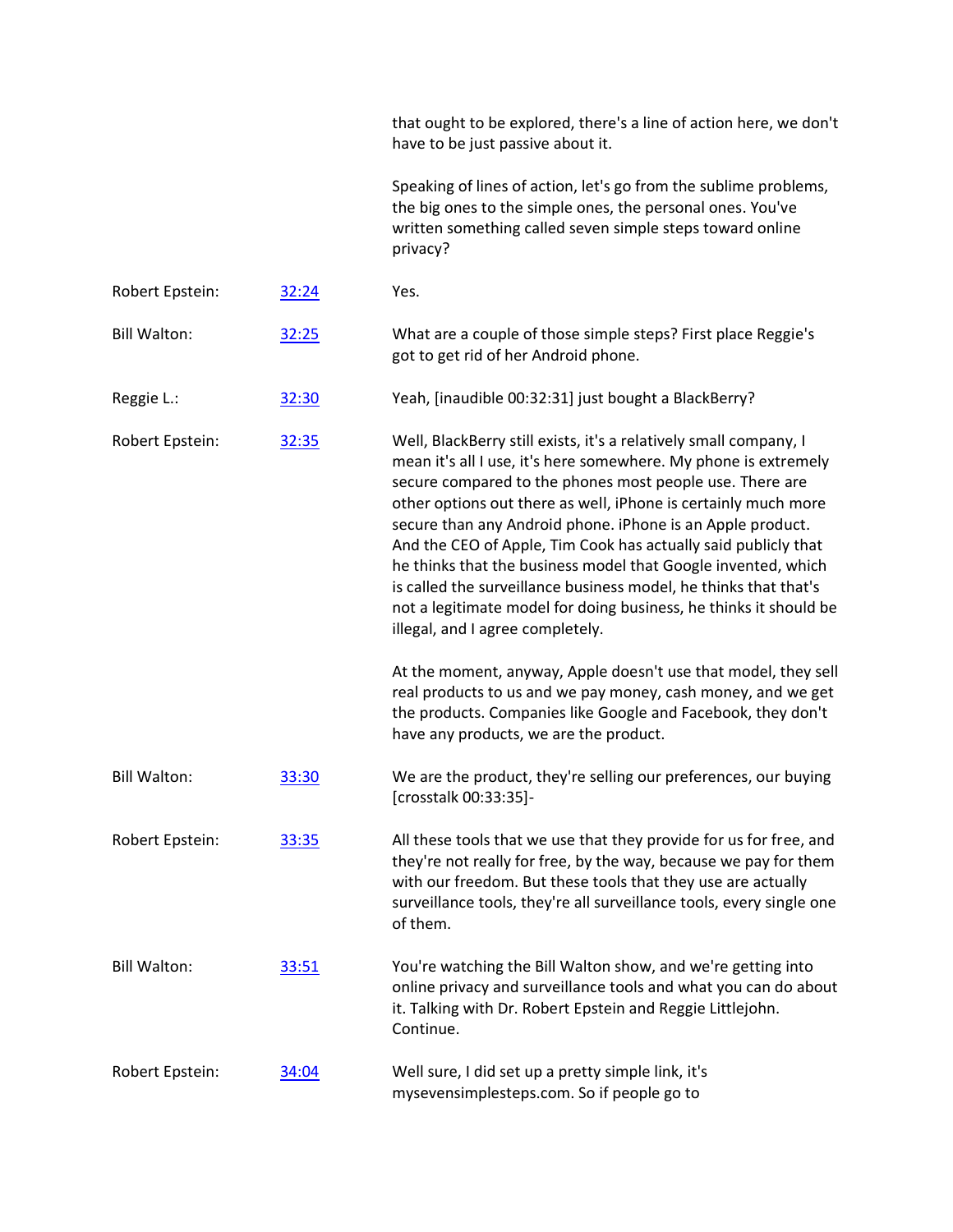that ought to be explored, there's a line of action here, we don't have to be just passive about it.

Speaking of lines of action, let's go from the sublime problems, the big ones to the simple ones, the personal ones. You've written something called seven simple steps toward online privacy?

| | | |
|---|---|---|
| Robert Epstein: | 32:24 | Yes. |
| Bill Walton: | 32:25 | What are a couple of those simple steps? First place Reggie's got to get rid of her Android phone. |
| Reggie L.: | 32:30 | Yeah, [inaudible 00:32:31] just bought a BlackBerry? |
| Robert Epstein: | 32:35 | Well, BlackBerry still exists, it's a relatively small company, I mean it's all I use, it's here somewhere. My phone is extremely secure compared to the phones most people use. There are other options out there as well, iPhone is certainly much more secure than any Android phone. iPhone is an Apple product. And the CEO of Apple, Tim Cook has actually said publicly that he thinks that the business model that Google invented, which is called the surveillance business model, he thinks that that's not a legitimate model for doing business, he thinks it should be illegal, and I agree completely.<br><br>At the moment, anyway, Apple doesn't use that model, they sell real products to us and we pay money, cash money, and we get the products. Companies like Google and Facebook, they don't have any products, we are the product. |
| Bill Walton: | 33:30 | We are the product, they're selling our preferences, our buying [crosstalk 00:33:35]- |
| Robert Epstein: | 33:35 | All these tools that we use that they provide for us for free, and they're not really for free, by the way, because we pay for them with our freedom. But these tools that they use are actually surveillance tools, they're all surveillance tools, every single one of them. |
| Bill Walton: | 33:51 | You're watching the Bill Walton show, and we're getting into online privacy and surveillance tools and what you can do about it. Talking with Dr. Robert Epstein and Reggie Littlejohn. Continue. |
| Robert Epstein: | 34:04 | Well sure, I did set up a pretty simple link, it's mysevensimplesteps.com. So if people go to |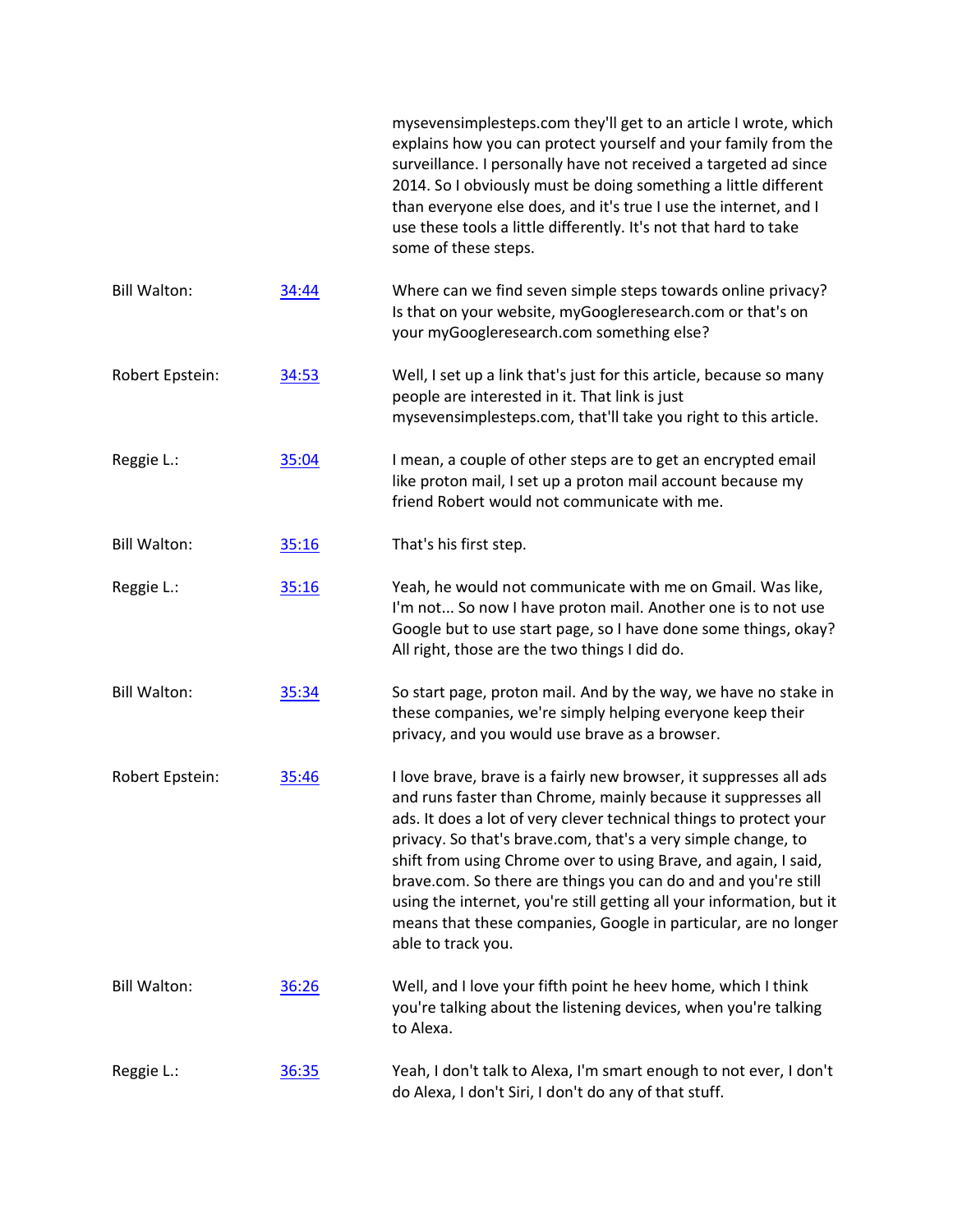mysevensimplesteps.com they'll get to an article I wrote, which explains how you can protect yourself and your family from the surveillance. I personally have not received a targeted ad since 2014. So I obviously must be doing something a little different than everyone else does, and it's true I use the internet, and I use these tools a little differently. It's not that hard to take some of these steps.

| | | |
|---|---|---|
| Bill Walton: | 34:44 | Where can we find seven simple steps towards online privacy? Is that on your website, myGoogleresearch.com or that's on your myGoogleresearch.com something else? |
| Robert Epstein: | 34:53 | Well, I set up a link that's just for this article, because so many people are interested in it. That link is just mysevensimplesteps.com, that'll take you right to this article. |
| Reggie L.: | 35:04 | I mean, a couple of other steps are to get an encrypted email like proton mail, I set up a proton mail account because my friend Robert would not communicate with me. |
| Bill Walton: | 35:16 | That's his first step. |
| Reggie L.: | 35:16 | Yeah, he would not communicate with me on Gmail. Was like, I'm not... So now I have proton mail. Another one is to not use Google but to use start page, so I have done some things, okay? All right, those are the two things I did do. |
| Bill Walton: | 35:34 | So start page, proton mail. And by the way, we have no stake in these companies, we're simply helping everyone keep their privacy, and you would use brave as a browser. |
| Robert Epstein: | 35:46 | I love brave, brave is a fairly new browser, it suppresses all ads and runs faster than Chrome, mainly because it suppresses all ads. It does a lot of very clever technical things to protect your privacy. So that's brave.com, that's a very simple change, to shift from using Chrome over to using Brave, and again, I said, brave.com. So there are things you can do and and you're still using the internet, you're still getting all your information, but it means that these companies, Google in particular, are no longer able to track you. |
| Bill Walton: | 36:26 | Well, and I love your fifth point he heev home, which I think you're talking about the listening devices, when you're talking to Alexa. |
| Reggie L.: | 36:35 | Yeah, I don't talk to Alexa, I'm smart enough to not ever, I don't do Alexa, I don't Siri, I don't do any of that stuff. |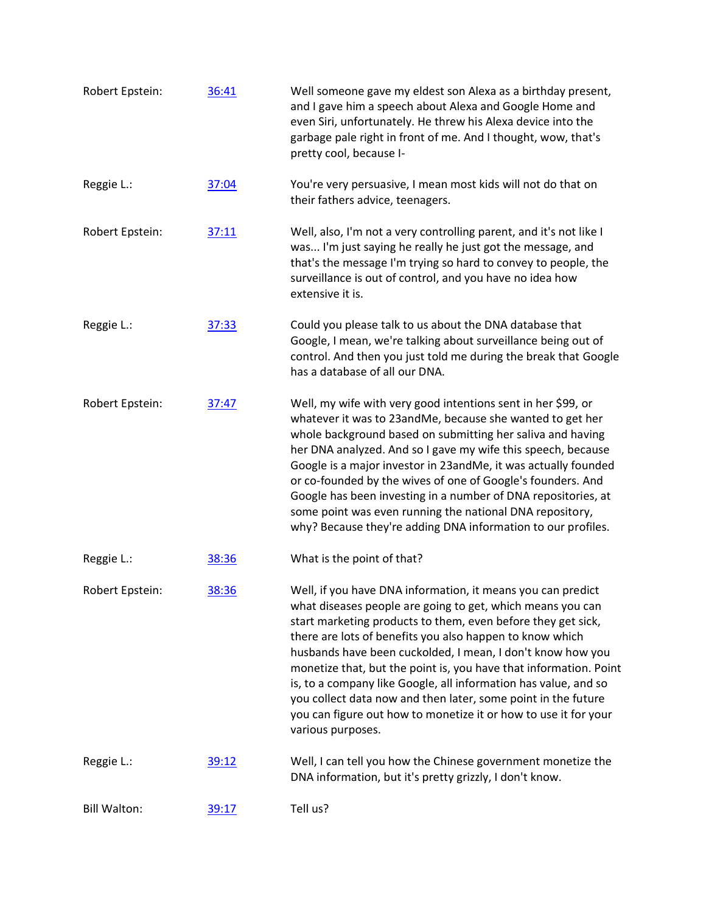| | | |
|---|---|---|
| Robert Epstein: | [36:41]() | Well someone gave my eldest son Alexa as a birthday present, and I gave him a speech about Alexa and Google Home and even Siri, unfortunately. He threw his Alexa device into the garbage pale right in front of me. And I thought, wow, that's pretty cool, because I- |
| Reggie L.: | [37:04]() | You're very persuasive, I mean most kids will not do that on their fathers advice, teenagers. |
| Robert Epstein: | [37:11]() | Well, also, I'm not a very controlling parent, and it's not like I was... I'm just saying he really he just got the message, and that's the message I'm trying so hard to convey to people, the surveillance is out of control, and you have no idea how extensive it is. |
| Reggie L.: | [37:33]() | Could you please talk to us about the DNA database that Google, I mean, we're talking about surveillance being out of control. And then you just told me during the break that Google has a database of all our DNA. |
| Robert Epstein: | [37:47]() | Well, my wife with very good intentions sent in her $99, or whatever it was to 23andMe, because she wanted to get her whole background based on submitting her saliva and having her DNA analyzed. And so I gave my wife this speech, because Google is a major investor in 23andMe, it was actually founded or co-founded by the wives of one of Google's founders. And Google has been investing in a number of DNA repositories, at some point was even running the national DNA repository, why? Because they're adding DNA information to our profiles. |
| Reggie L.: | [38:36]() | What is the point of that? |
| Robert Epstein: | [38:36]() | Well, if you have DNA information, it means you can predict what diseases people are going to get, which means you can start marketing products to them, even before they get sick, there are lots of benefits you also happen to know which husbands have been cuckolded, I mean, I don't know how you monetize that, but the point is, you have that information. Point is, to a company like Google, all information has value, and so you collect data now and then later, some point in the future you can figure out how to monetize it or how to use it for your various purposes. |
| Reggie L.: | [39:12]() | Well, I can tell you how the Chinese government monetize the DNA information, but it's pretty grizzly, I don't know. |
| Bill Walton: | [39:17]() | Tell us? |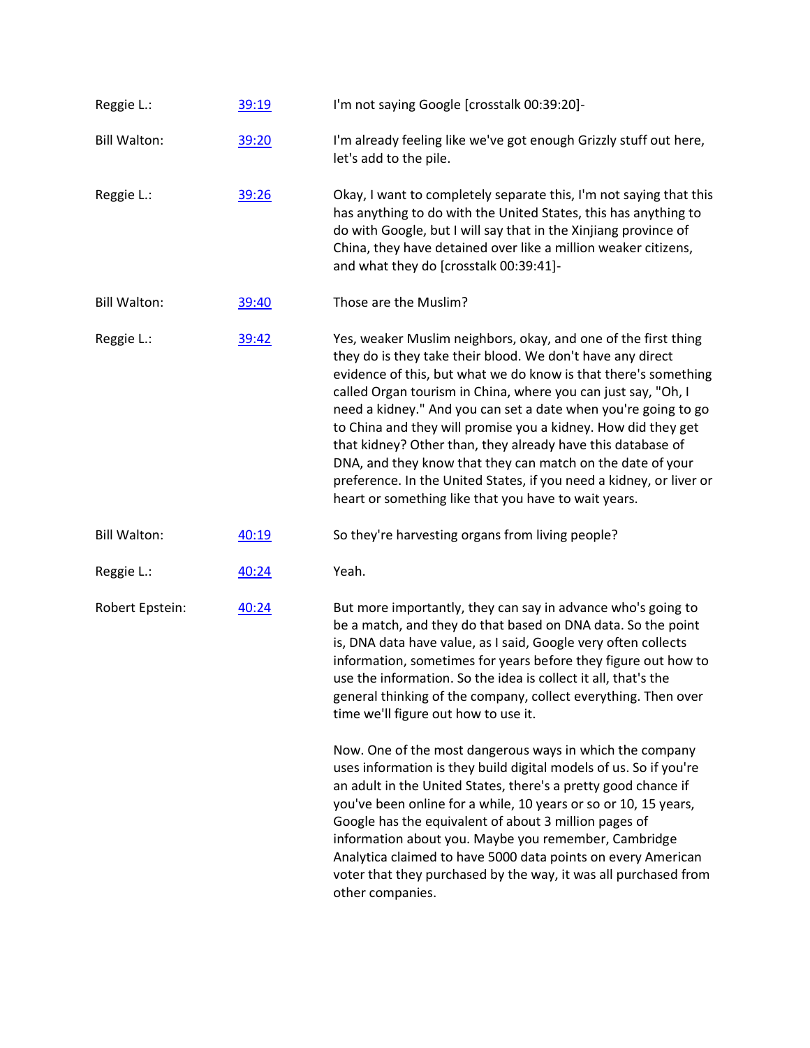| | | |
|---|---|---|
| Reggie L.: | 39:19 | I'm not saying Google [crosstalk 00:39:20]- |
| Bill Walton: | 39:20 | I'm already feeling like we've got enough Grizzly stuff out here, let's add to the pile. |
| Reggie L.: | 39:26 | Okay, I want to completely separate this, I'm not saying that this has anything to do with the United States, this has anything to do with Google, but I will say that in the Xinjiang province of China, they have detained over like a million weaker citizens, and what they do [crosstalk 00:39:41]- |
| Bill Walton: | 39:40 | Those are the Muslim? |
| Reggie L.: | 39:42 | Yes, weaker Muslim neighbors, okay, and one of the first thing they do is they take their blood. We don't have any direct evidence of this, but what we do know is that there's something called Organ tourism in China, where you can just say, "Oh, I need a kidney." And you can set a date when you're going to go to China and they will promise you a kidney. How did they get that kidney? Other than, they already have this database of DNA, and they know that they can match on the date of your preference. In the United States, if you need a kidney, or liver or heart or something like that you have to wait years. |
| Bill Walton: | 40:19 | So they're harvesting organs from living people? |
| Reggie L.: | 40:24 | Yeah. |
| Robert Epstein: | 40:24 | But more importantly, they can say in advance who's going to be a match, and they do that based on DNA data. So the point is, DNA data have value, as I said, Google very often collects information, sometimes for years before they figure out how to use the information. So the idea is collect it all, that's the general thinking of the company, collect everything. Then over time we'll figure out how to use it.<br><br>Now. One of the most dangerous ways in which the company uses information is they build digital models of us. So if you're an adult in the United States, there's a pretty good chance if you've been online for a while, 10 years or so or 10, 15 years, Google has the equivalent of about 3 million pages of information about you. Maybe you remember, Cambridge Analytica claimed to have 5000 data points on every American voter that they purchased by the way, it was all purchased from other companies. |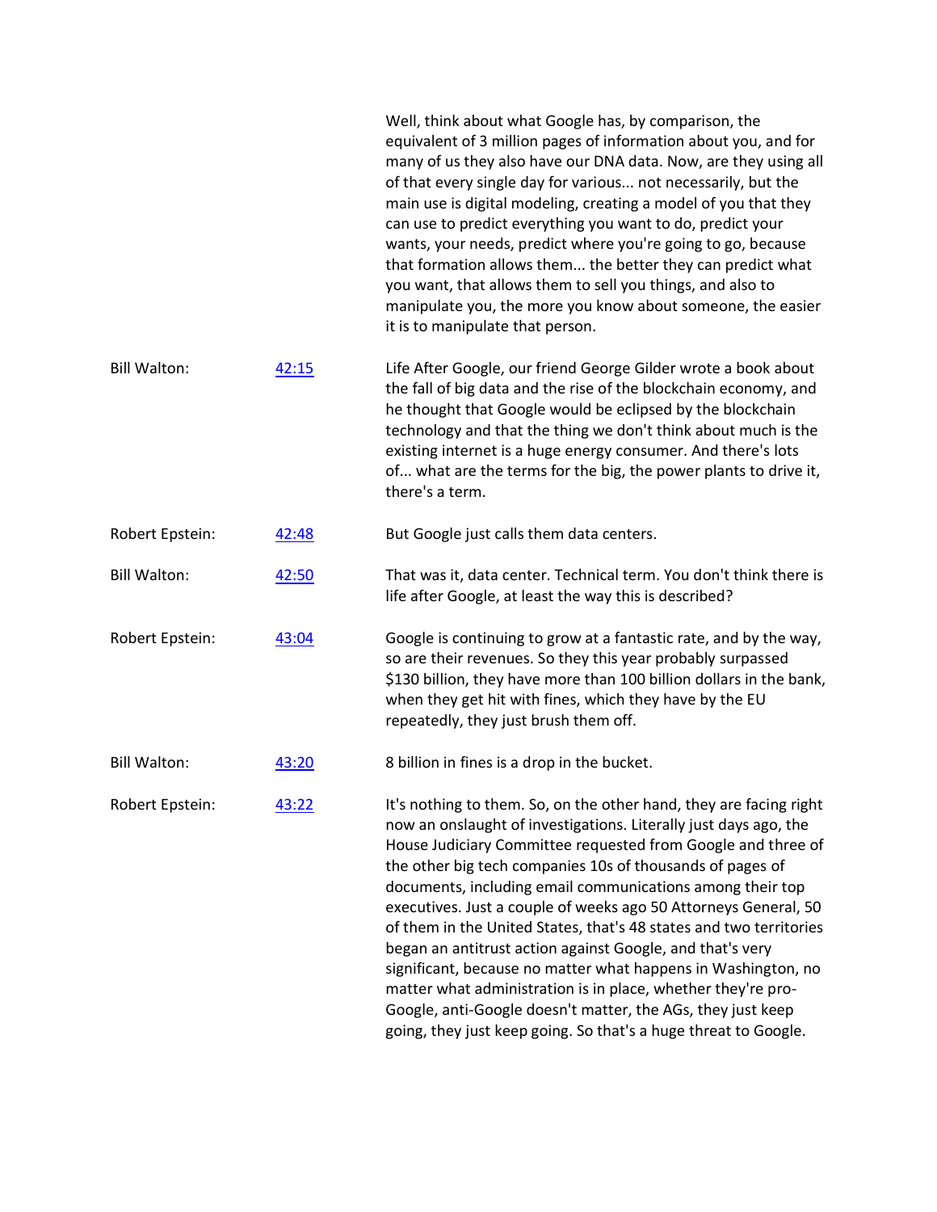Well, think about what Google has, by comparison, the equivalent of 3 million pages of information about you, and for many of us they also have our DNA data. Now, are they using all of that every single day for various... not necessarily, but the main use is digital modeling, creating a model of you that they can use to predict everything you want to do, predict your wants, your needs, predict where you're going to go, because that formation allows them... the better they can predict what you want, that allows them to sell you things, and also to manipulate you, the more you know about someone, the easier it is to manipulate that person.

| | | |
|---|---|---|
| Bill Walton: | [42:15]() | Life After Google, our friend George Gilder wrote a book about the fall of big data and the rise of the blockchain economy, and he thought that Google would be eclipsed by the blockchain technology and that the thing we don't think about much is the existing internet is a huge energy consumer. And there's lots of... what are the terms for the big, the power plants to drive it, there's a term. |
| Robert Epstein: | [42:48]() | But Google just calls them data centers. |
| Bill Walton: | [42:50]() | That was it, data center. Technical term. You don't think there is life after Google, at least the way this is described? |
| Robert Epstein: | [43:04]() | Google is continuing to grow at a fantastic rate, and by the way, so are their revenues. So they this year probably surpassed $130 billion, they have more than 100 billion dollars in the bank, when they get hit with fines, which they have by the EU repeatedly, they just brush them off. |
| Bill Walton: | [43:20]() | 8 billion in fines is a drop in the bucket. |
| Robert Epstein: | [43:22]() | It's nothing to them. So, on the other hand, they are facing right now an onslaught of investigations. Literally just days ago, the House Judiciary Committee requested from Google and three of the other big tech companies 10s of thousands of pages of documents, including email communications among their top executives. Just a couple of weeks ago 50 Attorneys General, 50 of them in the United States, that's 48 states and two territories began an antitrust action against Google, and that's very significant, because no matter what happens in Washington, no matter what administration is in place, whether they're pro-Google, anti-Google doesn't matter, the AGs, they just keep going, they just keep going. So that's a huge threat to Google. |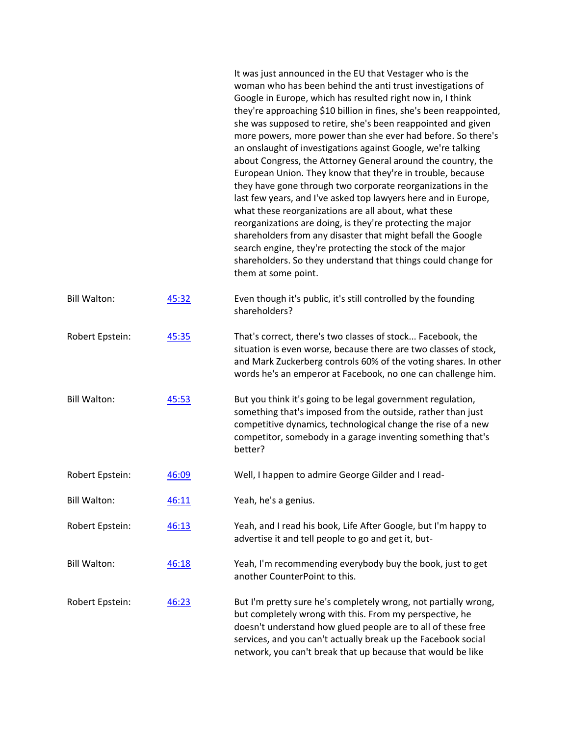It was just announced in the EU that Vestager who is the woman who has been behind the anti trust investigations of Google in Europe, which has resulted right now in, I think they're approaching $10 billion in fines, she's been reappointed, she was supposed to retire, she's been reappointed and given more powers, more power than she ever had before. So there's an onslaught of investigations against Google, we're talking about Congress, the Attorney General around the country, the European Union. They know that they're in trouble, because they have gone through two corporate reorganizations in the last few years, and I've asked top lawyers here and in Europe, what these reorganizations are all about, what these reorganizations are doing, is they're protecting the major shareholders from any disaster that might befall the Google search engine, they're protecting the stock of the major shareholders. So they understand that things could change for them at some point.

| | | |
|---|---|---|
| Bill Walton: | 45:32 | Even though it's public, it's still controlled by the founding shareholders? |
| Robert Epstein: | 45:35 | That's correct, there's two classes of stock... Facebook, the situation is even worse, because there are two classes of stock, and Mark Zuckerberg controls 60% of the voting shares. In other words he's an emperor at Facebook, no one can challenge him. |
| Bill Walton: | 45:53 | But you think it's going to be legal government regulation, something that's imposed from the outside, rather than just competitive dynamics, technological change the rise of a new competitor, somebody in a garage inventing something that's better? |
| Robert Epstein: | 46:09 | Well, I happen to admire George Gilder and I read- |
| Bill Walton: | 46:11 | Yeah, he's a genius. |
| Robert Epstein: | 46:13 | Yeah, and I read his book, Life After Google, but I'm happy to advertise it and tell people to go and get it, but- |
| Bill Walton: | 46:18 | Yeah, I'm recommending everybody buy the book, just to get another CounterPoint to this. |
| Robert Epstein: | 46:23 | But I'm pretty sure he's completely wrong, not partially wrong, but completely wrong with this. From my perspective, he doesn't understand how glued people are to all of these free services, and you can't actually break up the Facebook social network, you can't break that up because that would be like |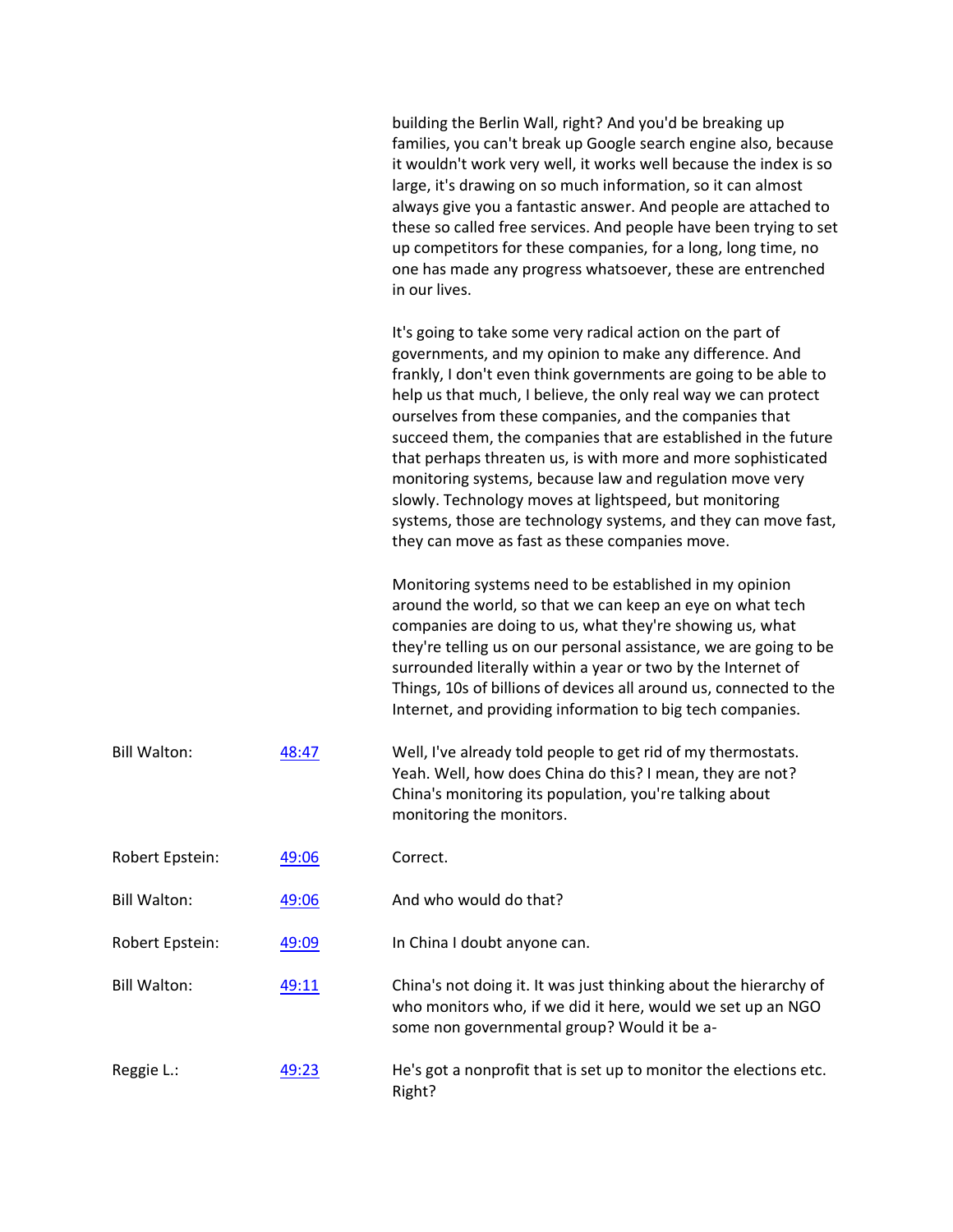building the Berlin Wall, right? And you'd be breaking up families, you can't break up Google search engine also, because it wouldn't work very well, it works well because the index is so large, it's drawing on so much information, so it can almost always give you a fantastic answer. And people are attached to these so called free services. And people have been trying to set up competitors for these companies, for a long, long time, no one has made any progress whatsoever, these are entrenched in our lives.

It's going to take some very radical action on the part of governments, and my opinion to make any difference. And frankly, I don't even think governments are going to be able to help us that much, I believe, the only real way we can protect ourselves from these companies, and the companies that succeed them, the companies that are established in the future that perhaps threaten us, is with more and more sophisticated monitoring systems, because law and regulation move very slowly. Technology moves at lightspeed, but monitoring systems, those are technology systems, and they can move fast, they can move as fast as these companies move.

Monitoring systems need to be established in my opinion around the world, so that we can keep an eye on what tech companies are doing to us, what they're showing us, what they're telling us on our personal assistance, we are going to be surrounded literally within a year or two by the Internet of Things, 10s of billions of devices all around us, connected to the Internet, and providing information to big tech companies.

Bill Walton: [48:47] Well, I've already told people to get rid of my thermostats. Yeah. Well, how does China do this? I mean, they are not? China's monitoring its population, you're talking about monitoring the monitors.

Robert Epstein: [49:06] Correct.

Bill Walton: [49:06] And who would do that?

Robert Epstein: [49:09] In China I doubt anyone can.

Bill Walton: [49:11] China's not doing it. It was just thinking about the hierarchy of who monitors who, if we did it here, would we set up an NGO some non governmental group? Would it be a-

Reggie L.: [49:23] He's got a nonprofit that is set up to monitor the elections etc. Right?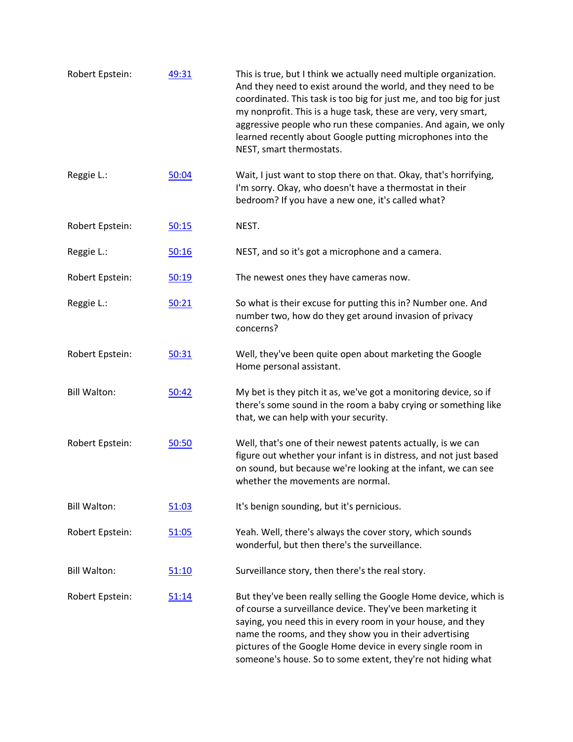| | | |
|---|---|---|
| Robert Epstein: | [49:31]() | This is true, but I think we actually need multiple organization. And they need to exist around the world, and they need to be coordinated. This task is too big for just me, and too big for just my nonprofit. This is a huge task, these are very, very smart, aggressive people who run these companies. And again, we only learned recently about Google putting microphones into the NEST, smart thermostats. |
| Reggie L.: | [50:04]() | Wait, I just want to stop there on that. Okay, that's horrifying, I'm sorry. Okay, who doesn't have a thermostat in their bedroom? If you have a new one, it's called what? |
| Robert Epstein: | [50:15]() | NEST. |
| Reggie L.: | [50:16]() | NEST, and so it's got a microphone and a camera. |
| Robert Epstein: | [50:19]() | The newest ones they have cameras now. |
| Reggie L.: | [50:21]() | So what is their excuse for putting this in? Number one. And number two, how do they get around invasion of privacy concerns? |
| Robert Epstein: | [50:31]() | Well, they've been quite open about marketing the Google Home personal assistant. |
| Bill Walton: | [50:42]() | My bet is they pitch it as, we've got a monitoring device, so if there's some sound in the room a baby crying or something like that, we can help with your security. |
| Robert Epstein: | [50:50]() | Well, that's one of their newest patents actually, is we can figure out whether your infant is in distress, and not just based on sound, but because we're looking at the infant, we can see whether the movements are normal. |
| Bill Walton: | [51:03]() | It's benign sounding, but it's pernicious. |
| Robert Epstein: | [51:05]() | Yeah. Well, there's always the cover story, which sounds wonderful, but then there's the surveillance. |
| Bill Walton: | [51:10]() | Surveillance story, then there's the real story. |
| Robert Epstein: | [51:14]() | But they've been really selling the Google Home device, which is of course a surveillance device. They've been marketing it saying, you need this in every room in your house, and they name the rooms, and they show you in their advertising pictures of the Google Home device in every single room in someone's house. So to some extent, they're not hiding what |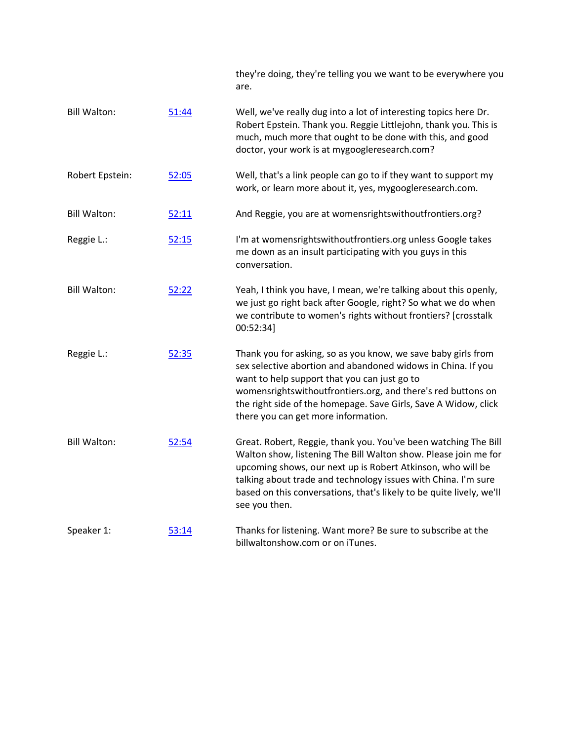they're doing, they're telling you we want to be everywhere you are.

| | | |
|---|---|---|
| Bill Walton: | [51:44](#) | Well, we've really dug into a lot of interesting topics here Dr. Robert Epstein. Thank you. Reggie Littlejohn, thank you. This is much, much more that ought to be done with this, and good doctor, your work is at mygoogleresearch.com? |
| Robert Epstein: | [52:05](#) | Well, that's a link people can go to if they want to support my work, or learn more about it, yes, mygoogleresearch.com. |
| Bill Walton: | [52:11](#) | And Reggie, you are at womensrightswithoutfrontiers.org? |
| Reggie L.: | [52:15](#) | I'm at womensrightswithoutfrontiers.org unless Google takes me down as an insult participating with you guys in this conversation. |
| Bill Walton: | [52:22](#) | Yeah, I think you have, I mean, we're talking about this openly, we just go right back after Google, right? So what we do when we contribute to women's rights without frontiers? [crosstalk 00:52:34] |
| Reggie L.: | [52:35](#) | Thank you for asking, so as you know, we save baby girls from sex selective abortion and abandoned widows in China. If you want to help support that you can just go to womensrightswithoutfrontiers.org, and there's red buttons on the right side of the homepage. Save Girls, Save A Widow, click there you can get more information. |
| Bill Walton: | [52:54](#) | Great. Robert, Reggie, thank you. You've been watching The Bill Walton show, listening The Bill Walton show. Please join me for upcoming shows, our next up is Robert Atkinson, who will be talking about trade and technology issues with China. I'm sure based on this conversations, that's likely to be quite lively, we'll see you then. |
| Speaker 1: | [53:14](#) | Thanks for listening. Want more? Be sure to subscribe at the billwaltonshow.com or on iTunes. |